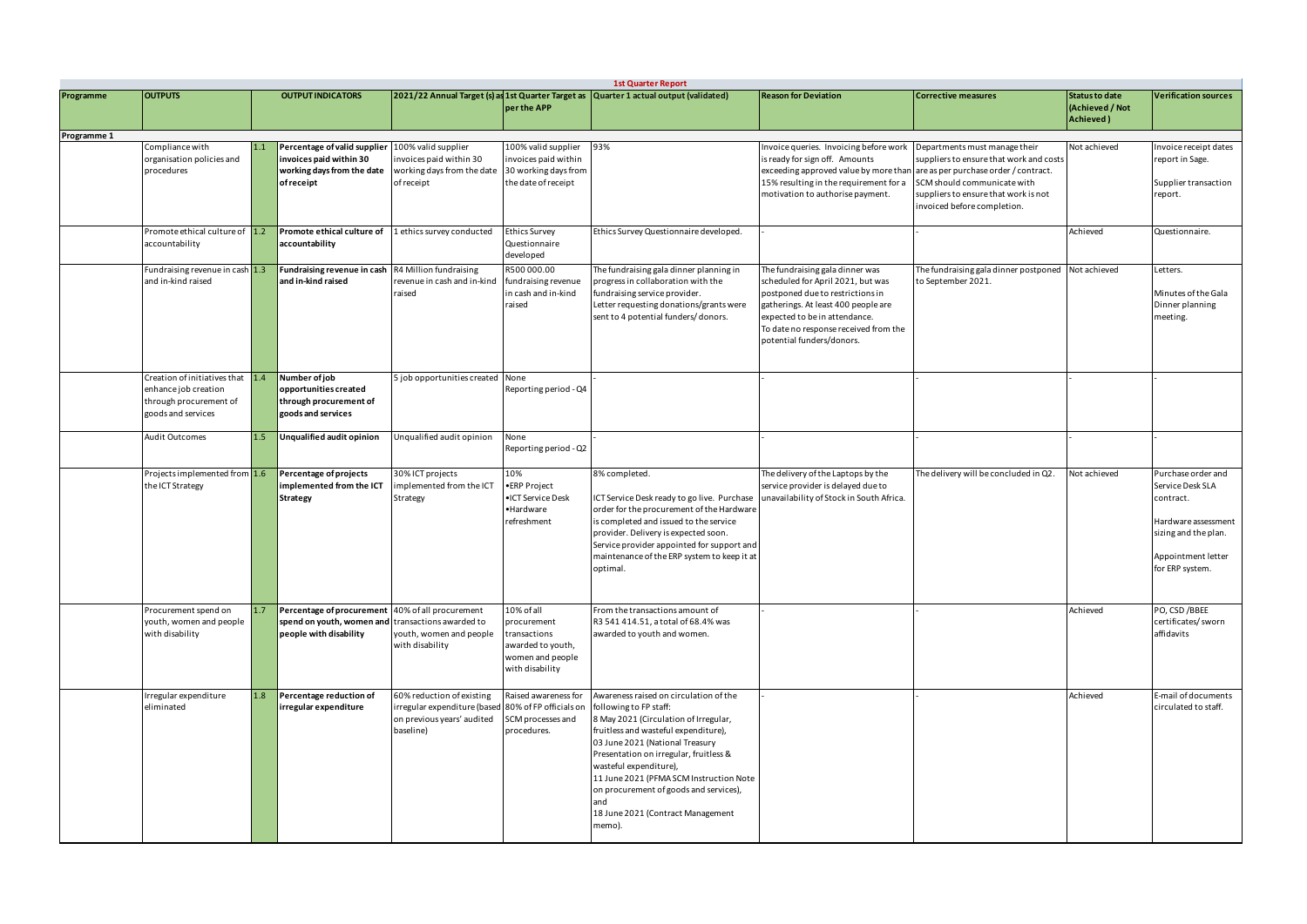## 1st Quarter Report

| Programme | OUTPUTS | | OUTPUT INDICATORS | 2021/22 Annual Target (s) as per the APP | 1st Quarter Target as per the APP | Quarter 1 actual output (validated) | Reason for Deviation | Corrective measures | Status to date (Achieved / Not Achieved) | Verification sources |
|---|---|---|---|---|---|---|---|---|---|---|
| **Programme 1** | | | | | | | | | | |
| | Compliance with organisation policies and procedures | 1.1 | **Percentage of valid supplier invoices paid within 30 working days from the date of receipt** | 100% valid supplier invoices paid within 30 working days from the date of receipt | 100% valid supplier invoices paid within 30 working days from the date of receipt | 93% | Invoice queries. Invoicing before work is ready for sign off. Amounts exceeding approved value by more than 15% resulting in the requirement for a motivation to authorise payment. | Departments must manage their suppliers to ensure that work and costs are as per purchase order / contract. SCM should communicate with suppliers to ensure that work is not invoiced before completion. | Not achieved | Invoice receipt dates report in Sage. Supplier transaction report. |
| | Promote ethical culture of accountability | 1.2 | **Promote ethical culture of accountability** | 1 ethics survey conducted | Ethics Survey Questionnaire developed | Ethics Survey Questionnaire developed. | - | - | Achieved | Questionnaire. |
| | Fundraising revenue in cash and in-kind raised | 1.3 | **Fundraising revenue in cash and in-kind raised** | R4 Million fundraising revenue in cash and in-kind raised | R500 000.00 fundraising revenue in cash and in-kind raised | The fundraising gala dinner planning in progress in collaboration with the fundraising service provider. Letter requesting donations/grants were sent to 4 potential funders/ donors. | The fundraising gala dinner was scheduled for April 2021, but was postponed due to restrictions in gatherings. At least 400 people are expected to be in attendance. To date no response received from the potential funders/donors. | The fundraising gala dinner postponed to September 2021. | Not achieved | Letters. Minutes of the Gala Dinner planning meeting. |
| | Creation of initiatives that enhance job creation through procurement of goods and services | 1.4 | **Number of job opportunities created through procurement of goods and services** | 5 job opportunities created | None Reporting period - Q4 | - | - | - | - | - |
| | Audit Outcomes | 1.5 | **Unqualified audit opinion** | Unqualified audit opinion | None Reporting period - Q2 | - | - | - | - | - |
| | Projects implemented from the ICT Strategy | 1.6 | **Percentage of projects implemented from the ICT Strategy** | 30% ICT projects implemented from the ICT Strategy | 10% •ERP Project •ICT Service Desk •Hardware refreshment | 8% completed. ICT Service Desk ready to go live. Purchase order for the procurement of the Hardware is completed and issued to the service provider. Delivery is expected soon. Service provider appointed for support and maintenance of the ERP system to keep it at optimal. | The delivery of the Laptops by the service provider is delayed due to unavailability of Stock in South Africa. | The delivery will be concluded in Q2. | Not achieved | Purchase order and Service Desk SLA contract. Hardware assessment sizing and the plan. Appointment letter for ERP system. |
| | Procurement spend on youth, women and people with disability | 1.7 | **Percentage of procurement spend on youth, women and people with disability** | 40% of all procurement transactions awarded to youth, women and people with disability | 10% of all procurement transactions awarded to youth, women and people with disability | From the transactions amount of R3 541 414.51, a total of 68.4% was awarded to youth and women. | - | - | Achieved | PO, CSD /BBEE certificates/ sworn affidavits |
| | Irregular expenditure eliminated | 1.8 | **Percentage reduction of irregular expenditure** | 60% reduction of existing irregular expenditure (based on previous years' audited baseline) | Raised awareness for 80% of FP officials on SCM processes and procedures. | Awareness raised on circulation of the following to FP staff: 8 May 2021 (Circulation of Irregular, fruitless and wasteful expenditure), 03 June 2021 (National Treasury Presentation on irregular, fruitless & wasteful expenditure), 11 June 2021 (PFMA SCM Instruction Note on procurement of goods and services), and 18 June 2021 (Contract Management memo). | - | - | Achieved | E-mail of documents circulated to staff. |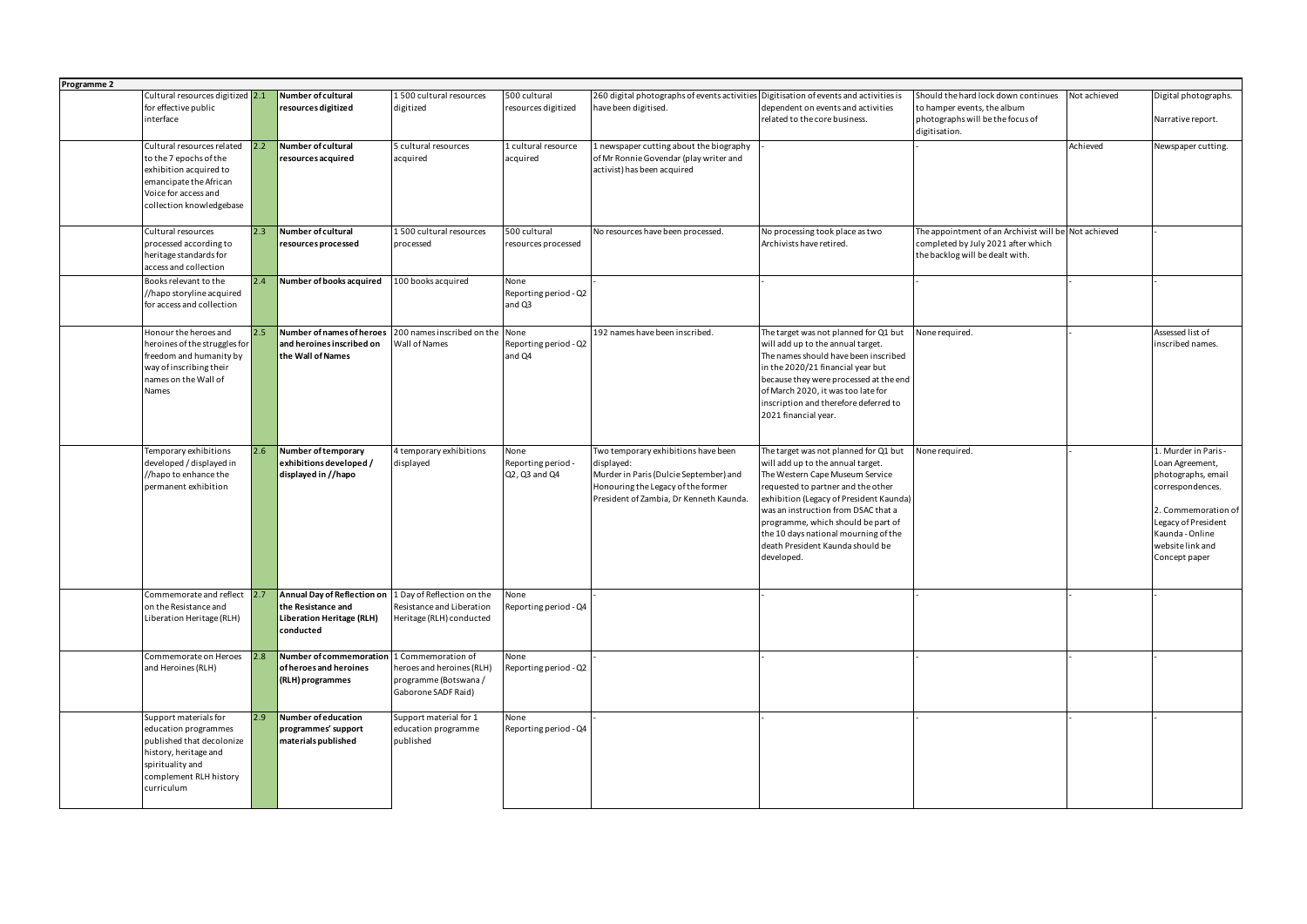| Programme 2 | | | | | | | | | | | |
|---|---|---|---|---|---|---|---|---|---|---|---|
| | Cultural resources digitized for effective public interface | 2.1 | **Number of cultural resources digitized** | 1 500 cultural resources digitized | 500 cultural resources digitized | 260 digital photographs of events activities have been digitised. | Digitisation of events and activities is dependent on events and activities related to the core business. | Should the hard lock down continues to hamper events, the album photographs will be the focus of digitisation. | Not achieved | Digital photographs.<br><br>Narrative report. |
| | Cultural resources related to the 7 epochs of the exhibition acquired to emancipate the African Voice for access and collection knowledgebase | 2.2 | **Number of cultural resources acquired** | 5 cultural resources acquired | 1 cultural resource acquired | 1 newspaper cutting about the biography of Mr Ronnie Govendar (play writer and activist) has been acquired | - | - | Achieved | Newspaper cutting. |
| | Cultural resources processed according to heritage standards for access and collection | 2.3 | **Number of cultural resources processed** | 1 500 cultural resources processed | 500 cultural resources processed | No resources have been processed. | No processing took place as two Archivists have retired. | The appointment of an Archivist will be completed by July 2021 after which the backlog will be dealt with. | Not achieved | - |
| | Books relevant to the //hapo storyline acquired for access and collection | 2.4 | **Number of books acquired** | 100 books acquired | None<br>Reporting period - Q2 and Q3 | - | - | - | - | - |
| | Honour the heroes and heroines of the struggles for freedom and humanity by way of inscribing their names on the Wall of Names | 2.5 | **Number of names of heroes and heroines inscribed on the Wall of Names** | 200 names inscribed on the Wall of Names | None<br>Reporting period - Q2 and Q4 | 192 names have been inscribed. | The target was not planned for Q1 but will add up to the annual target. The names should have been inscribed in the 2020/21 financial year but because they were processed at the end of March 2020, it was too late for inscription and therefore deferred to 2021 financial year. | None required. | - | Assessed list of inscribed names. |
| | Temporary exhibitions developed / displayed in //hapo to enhance the permanent exhibition | 2.6 | **Number of temporary exhibitions developed / displayed in //hapo** | 4 temporary exhibitions displayed | None<br>Reporting period - Q2, Q3 and Q4 | Two temporary exhibitions have been displayed:<br>Murder in Paris (Dulcie September) and Honouring the Legacy of the former President of Zambia, Dr Kenneth Kaunda. | The target was not planned for Q1 but will add up to the annual target. The Western Cape Museum Service requested to partner and the other exhibition (Legacy of President Kaunda) was an instruction from DSAC that a programme, which should be part of the 10 days national mourning of the death President Kaunda should be developed. | None required. | - | 1. Murder in Paris - Loan Agreement, photographs, email correspondences.<br><br>2. Commemoration of Legacy of President Kaunda - Online website link and Concept paper |
| | Commemorate and reflect on the Resistance and Liberation Heritage (RLH) | 2.7 | **Annual Day of Reflection on the Resistance and Liberation Heritage (RLH) conducted** | 1 Day of Reflection on the Resistance and Liberation Heritage (RLH) conducted | None<br>Reporting period - Q4 | - | - | - | - | - |
| | Commemorate on Heroes and Heroines (RLH) | 2.8 | **Number of commemoration of heroes and heroines (RLH) programmes** | 1 Commemoration of heroes and heroines (RLH) programme (Botswana / Gaborone SADF Raid) | None<br>Reporting period - Q2 | - | - | - | - | - |
| | Support materials for education programmes published that decolonize history, heritage and spirituality and complement RLH history curriculum | 2.9 | **Number of education programmes' support materials published** | Support material for 1 education programme published | None<br>Reporting period - Q4 | - | - | - | - | - |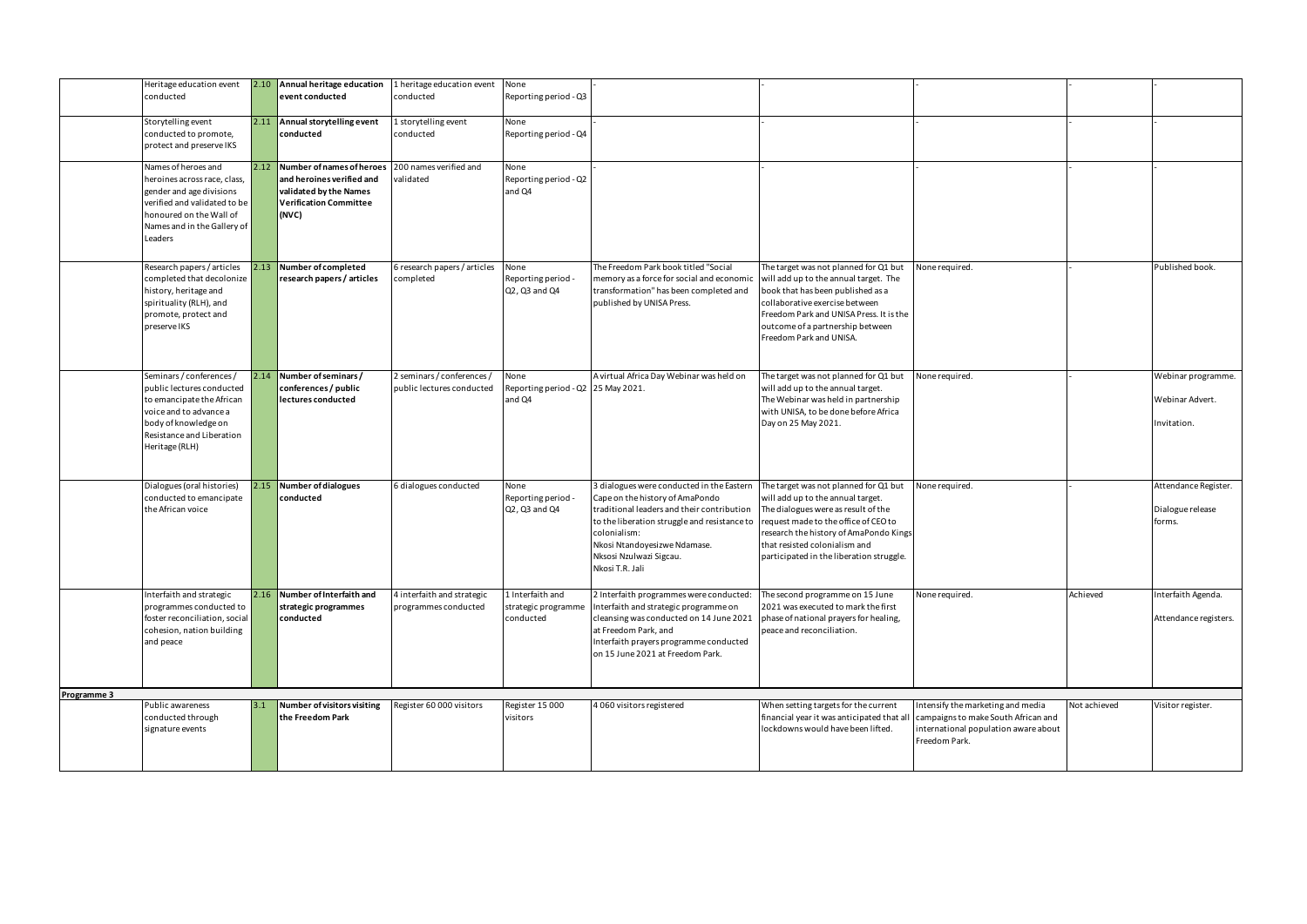| | | | | | | | | | | |
|---|---|---|---|---|---|---|---|---|---|---|
| | Heritage education event conducted | 2.10 | **Annual heritage education event conducted** | 1 heritage education event conducted | None Reporting period - Q3 | - | - | - | - | - |
| | Storytelling event conducted to promote, protect and preserve IKS | 2.11 | **Annual storytelling event conducted** | 1 storytelling event conducted | None Reporting period - Q4 | - | - | - | - | - |
| | Names of heroes and heroines across race, class, gender and age divisions verified and validated to be honoured on the Wall of Names and in the Gallery of Leaders | 2.12 | **Number of names of heroes and heroines verified and validated by the Names Verification Committee (NVC)** | 200 names verified and validated | None Reporting period - Q2 and Q4 | - | - | - | - | - |
| | Research papers / articles completed that decolonize history, heritage and spirituality (RLH), and promote, protect and preserve IKS | 2.13 | **Number of completed research papers / articles** | 6 research papers / articles completed | None Reporting period - Q2, Q3 and Q4 | The Freedom Park book titled "Social memory as a force for social and economic transformation" has been completed and published by UNISA Press. | The target was not planned for Q1 but will add up to the annual target. The book that has been published as a collaborative exercise between Freedom Park and UNISA Press. It is the outcome of a partnership between Freedom Park and UNISA. | None required. | - | Published book. |
| | Seminars / conferences / public lectures conducted to emancipate the African voice and to advance a body of knowledge on Resistance and Liberation Heritage (RLH) | 2.14 | **Number of seminars / conferences / public lectures conducted** | 2 seminars / conferences / public lectures conducted | None Reporting period - Q2 and Q4 | A virtual Africa Day Webinar was held on 25 May 2021. | The target was not planned for Q1 but will add up to the annual target. The Webinar was held in partnership with UNISA, to be done before Africa Day on 25 May 2021. | None required. | - | Webinar programme. Webinar Advert. Invitation. |
| | Dialogues (oral histories) conducted to emancipate the African voice | 2.15 | **Number of dialogues conducted** | 6 dialogues conducted | None Reporting period - Q2, Q3 and Q4 | 3 dialogues were conducted in the Eastern Cape on the history of AmaPondo traditional leaders and their contribution to the liberation struggle and resistance to colonialism: Nkosi Ntandoyesizwe Ndamase. Nksosi Nzulwazi Sigcau. Nkosi T.R. Jali | The target was not planned for Q1 but will add up to the annual target. The dialogues were as result of the request made to the office of CEO to research the history of AmaPondo Kings that resisted colonialism and participated in the liberation struggle. | None required. | - | Attendance Register. Dialogue release forms. |
| | Interfaith and strategic programmes conducted to foster reconciliation, social cohesion, nation building and peace | 2.16 | **Number of Interfaith and strategic programmes conducted** | 4 interfaith and strategic programmes conducted | 1 Interfaith and strategic programme conducted | 2 Interfaith programmes were conducted: Interfaith and strategic programme on cleansing was conducted on 14 June 2021 at Freedom Park, and Interfaith prayers programme conducted on 15 June 2021 at Freedom Park. | The second programme on 15 June 2021 was executed to mark the first phase of national prayers for healing, peace and reconciliation. | None required. | Achieved | Interfaith Agenda. Attendance registers. |
| **Programme 3** | | | | | | | | | | |
| | Public awareness conducted through signature events | 3.1 | **Number of visitors visiting the Freedom Park** | Register 60 000 visitors | Register 15 000 visitors | 4 060 visitors registered | When setting targets for the current financial year it was anticipated that all lockdowns would have been lifted. | Intensify the marketing and media campaigns to make South African and international population aware about Freedom Park. | Not achieved | Visitor register. |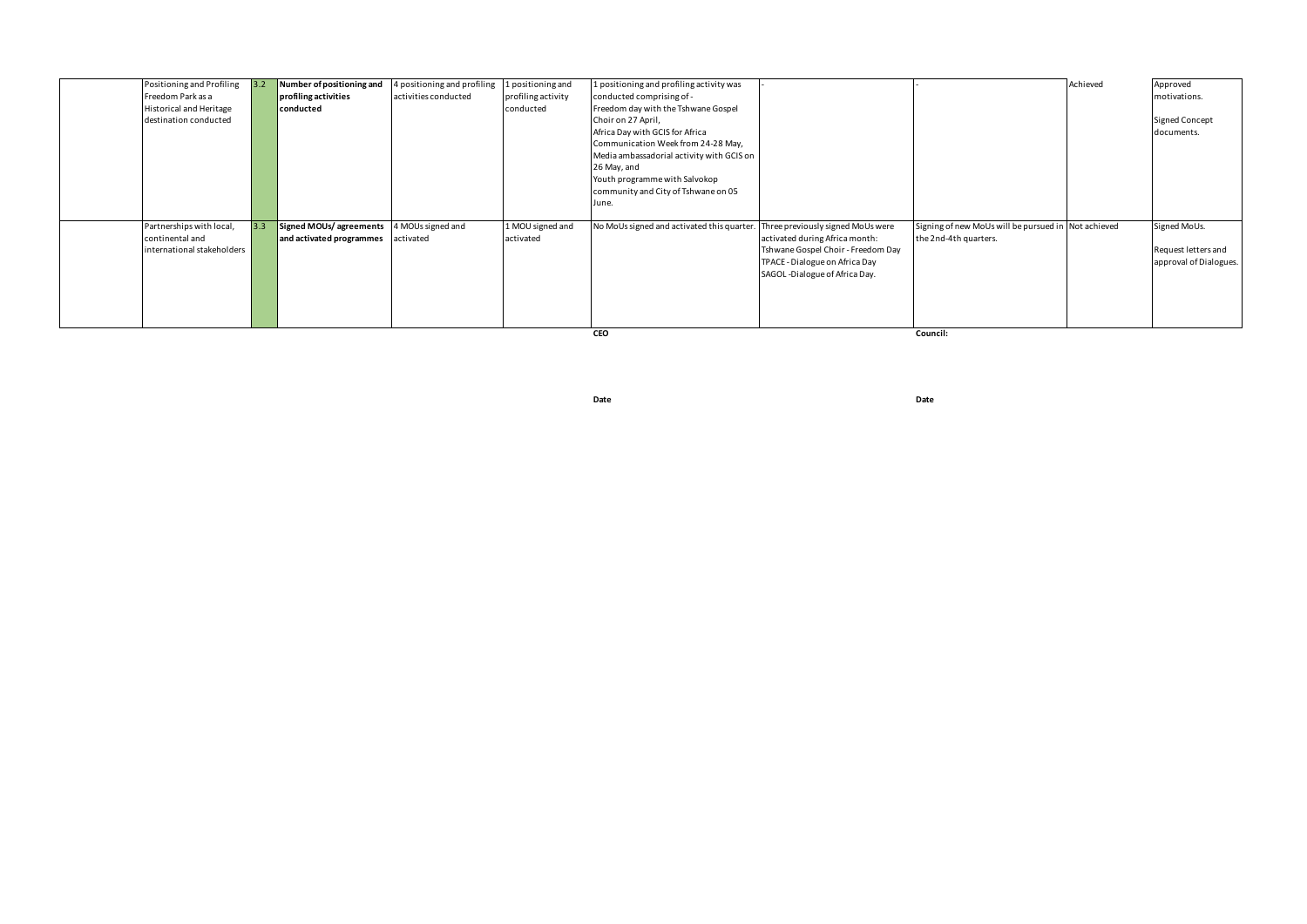| | | | | | | | | | | |
|---|---|---|---|---|---|---|---|---|---|---|
| | Positioning and Profiling Freedom Park as a Historical and Heritage destination conducted | 3.2 | **Number of positioning and profiling activities conducted** | 4 positioning and profiling activities conducted | 1 positioning and profiling activity conducted | 1 positioning and profiling activity was conducted comprising of -<br>Freedom day with the Tshwane Gospel Choir on 27 April,<br>Africa Day with GCIS for Africa Communication Week from 24-28 May,<br>Media ambassadorial activity with GCIS on 26 May, and<br>Youth programme with Salvokop community and City of Tshwane on 05 June. | - | - | Achieved | Approved motivations.<br><br>Signed Concept documents. |
| | Partnerships with local, continental and international stakeholders | 3.3 | **Signed MOUs/ agreements and activated programmes** | 4 MOUs signed and activated | 1 MOU signed and activated | No MoUs signed and activated this quarter. | Three previously signed MoUs were activated during Africa month:<br>Tshwane Gospel Choir - Freedom Day<br>TPACE - Dialogue on Africa Day<br>SAGOL -Dialogue of Africa Day. | Signing of new MoUs will be pursued in the 2nd-4th quarters. | Not achieved | Signed MoUs.<br><br>Request letters and approval of Dialogues. |

**CEO**

**Council:**

**Date**

**Date**